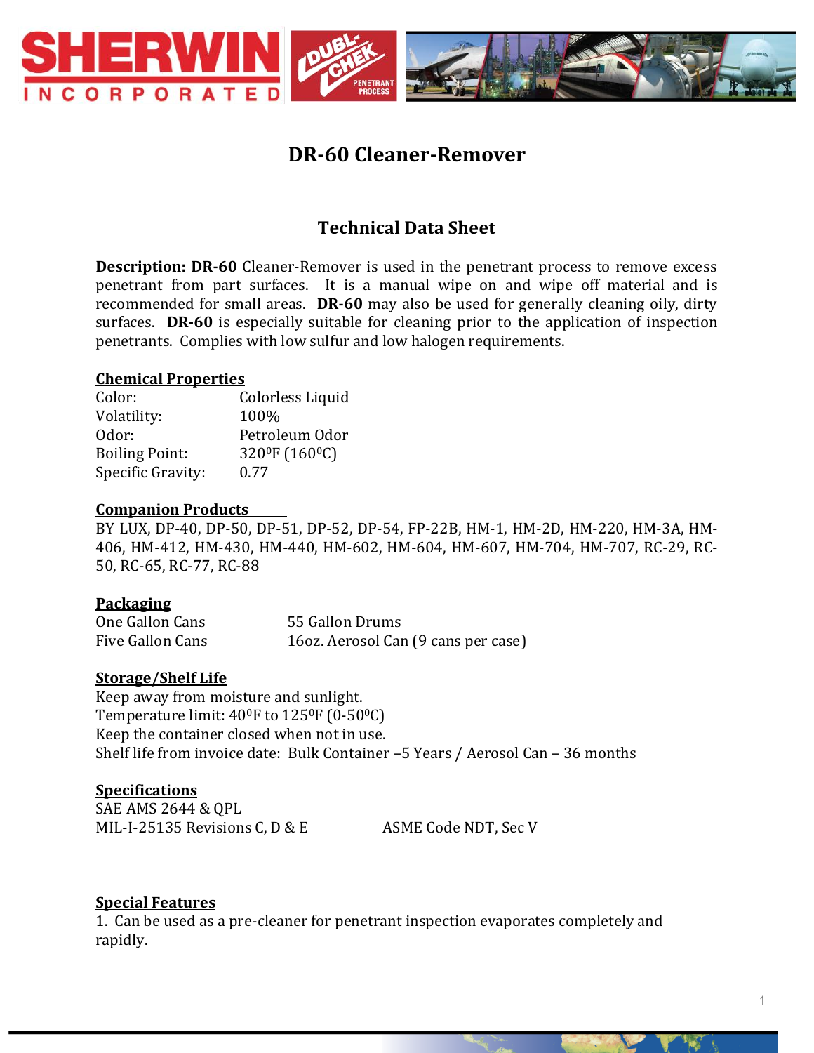# DR-60 Cleaner-Remover

## Technical Data Sheet

**Description: DR-60** Cleaner-Remover is used in the penetrant process to remove excess penetrant from part surfaces. It is a manual wipe on and wipe off material and is recommended for small areas. **DR-60** may also be used for generally cleaning oily, dirty surfaces. **DR-60** is especially suitable for cleaning prior to the application of inspection penetrants. Complies with low sulfur and low halogen requirements.

**Chemical Properties**

| | |
|---|---|
| Color: | Colorless Liquid |
| Volatility: | 100% |
| Odor: | Petroleum Odor |
| Boiling Point: | 320$^0$F (160$^0$C) |
| Specific Gravity: | 0.77 |

**Companion Products**

BY LUX, DP-40, DP-50, DP-51, DP-52, DP-54, FP-22B, HM-1, HM-2D, HM-220, HM-3A, HM-406, HM-412, HM-430, HM-440, HM-602, HM-604, HM-607, HM-704, HM-707, RC-29, RC-50, RC-65, RC-77, RC-88

**Packaging**

| | |
|---|---|
| One Gallon Cans | 55 Gallon Drums |
| Five Gallon Cans | 16oz. Aerosol Can (9 cans per case) |

**Storage/Shelf Life**

Keep away from moisture and sunlight.
Temperature limit: 40$^0$F to 125$^0$F (0-50$^0$C)
Keep the container closed when not in use.
Shelf life from invoice date: Bulk Container –5 Years / Aerosol Can – 36 months

**Specifications**

SAE AMS 2644 & QPL
MIL-I-25135 Revisions C, D & E
ASME Code NDT, Sec V

**Special Features**

1. Can be used as a pre-cleaner for penetrant inspection evaporates completely and rapidly.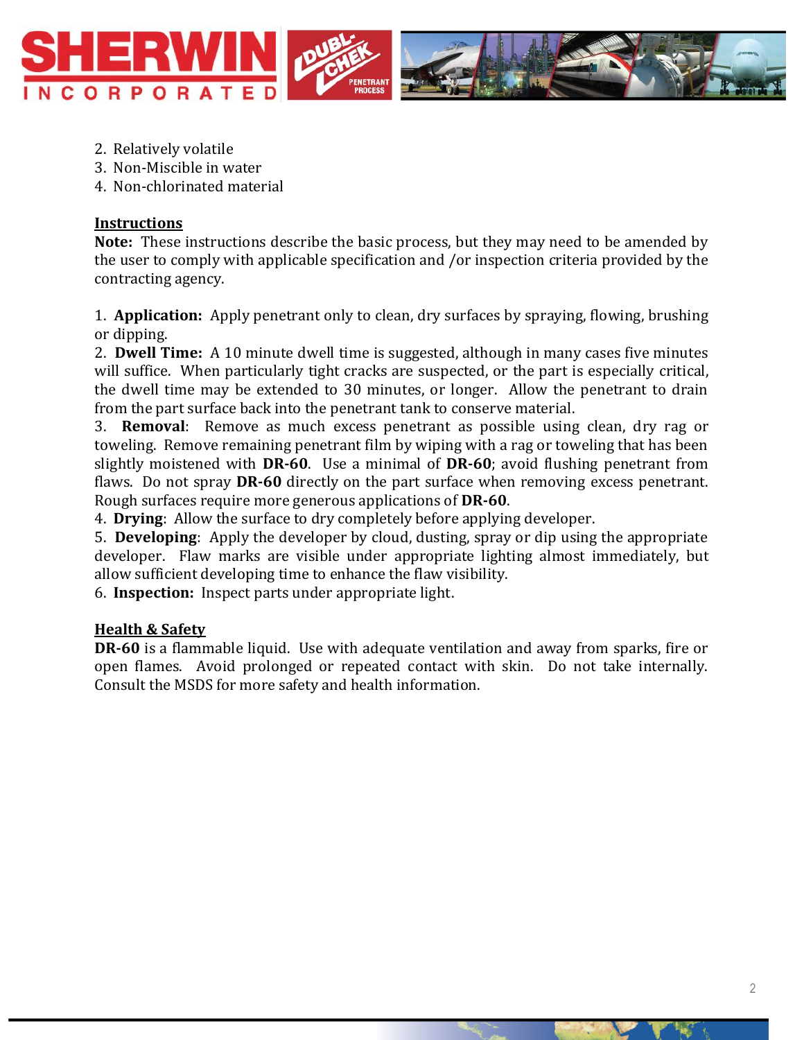2. Relatively volatile
3. Non-Miscible in water
4. Non-chlorinated material

## Instructions

**Note:** These instructions describe the basic process, but they may need to be amended by the user to comply with applicable specification and /or inspection criteria provided by the contracting agency.

1. **Application:** Apply penetrant only to clean, dry surfaces by spraying, flowing, brushing or dipping.
2. **Dwell Time:** A 10 minute dwell time is suggested, although in many cases five minutes will suffice. When particularly tight cracks are suspected, or the part is especially critical, the dwell time may be extended to 30 minutes, or longer. Allow the penetrant to drain from the part surface back into the penetrant tank to conserve material.
3. **Removal**: Remove as much excess penetrant as possible using clean, dry rag or toweling. Remove remaining penetrant film by wiping with a rag or toweling that has been slightly moistened with **DR-60**. Use a minimal of **DR-60**; avoid flushing penetrant from flaws. Do not spray **DR-60** directly on the part surface when removing excess penetrant. Rough surfaces require more generous applications of **DR-60**.
4. **Drying**: Allow the surface to dry completely before applying developer.
5. **Developing**: Apply the developer by cloud, dusting, spray or dip using the appropriate developer. Flaw marks are visible under appropriate lighting almost immediately, but allow sufficient developing time to enhance the flaw visibility.
6. **Inspection:** Inspect parts under appropriate light.

## Health & Safety

**DR-60** is a flammable liquid. Use with adequate ventilation and away from sparks, fire or open flames. Avoid prolonged or repeated contact with skin. Do not take internally. Consult the MSDS for more safety and health information.